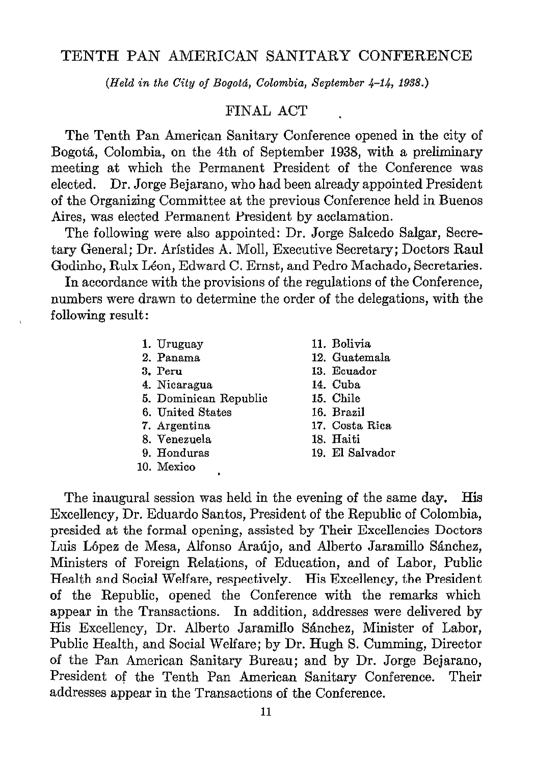# TENTH PAN AMERICAN SANITARY CONFERENCE

*(Held in the City of Bogotá, Colombia, September 4–14, 1938.)*

## FINAL ACT

The Tenth Pan American Sanitary Conference opened in the city of Bogotá, Colombia, on the 4th of September 1938, with a preliminary meeting at which the Permanent President of the Conference was elected. Dr. Jorge Bejarano, who had been already appointed President of the Organizing Committee at the previous Conference held in Buenos Aires, was elected Permanent President by acclamation.

The following were also appointed: Dr. Jorge Salcedo Salgar, Secretary General; Dr. Arístides A. Moll, Executive Secretary; Doctors Raul Godinho, Rulx Léon, Edward C. Ernst, and Pedro Machado, Secretaries.

In accordance with the provisions of the regulations of the Conference, numbers were drawn to determine the order of the delegations, with the following result:

1. Uruguay
2. Panama
3. Peru
4. Nicaragua
5. Dominican Republic
6. United States
7. Argentina
8. Venezuela
9. Honduras
10. Mexico
11. Bolivia
12. Guatemala
13. Ecuador
14. Cuba
15. Chile
16. Brazil
17. Costa Rica
18. Haiti
19. El Salvador

The inaugural session was held in the evening of the same day. His Excellency, Dr. Eduardo Santos, President of the Republic of Colombia, presided at the formal opening, assisted by Their Excellencies Doctors Luis López de Mesa, Alfonso Araújo, and Alberto Jaramillo Sánchez, Ministers of Foreign Relations, of Education, and of Labor, Public Health and Social Welfare, respectively. His Excellency, the President of the Republic, opened the Conference with the remarks which appear in the Transactions. In addition, addresses were delivered by His Excellency, Dr. Alberto Jaramillo Sánchez, Minister of Labor, Public Health, and Social Welfare; by Dr. Hugh S. Cumming, Director of the Pan American Sanitary Bureau; and by Dr. Jorge Bejarano, President of the Tenth Pan American Sanitary Conference. Their addresses appear in the Transactions of the Conference.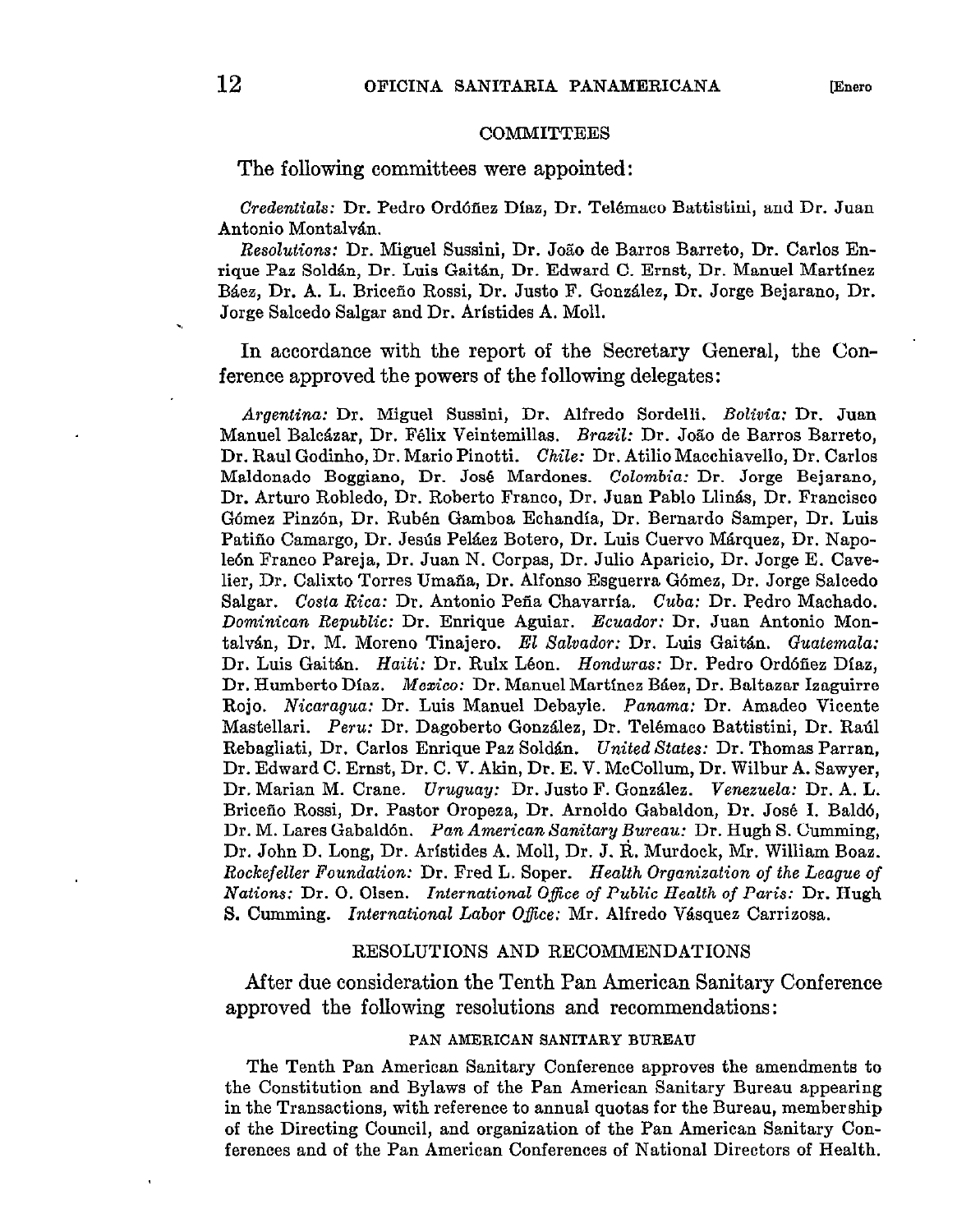## COMMITTEES

The following committees were appointed:

*Credentials:* Dr. Pedro Ordóñez Díaz, Dr. Telémaco Battistini, and Dr. Juan Antonio Montalván.

*Resolutions:* Dr. Miguel Sussini, Dr. João de Barros Barreto, Dr. Carlos Enrique Paz Soldán, Dr. Luis Gaitán, Dr. Edward C. Ernst, Dr. Manuel Martínez Báez, Dr. A. L. Briceño Rossi, Dr. Justo F. González, Dr. Jorge Bejarano, Dr. Jorge Salcedo Salgar and Dr. Arístides A. Moll.

In accordance with the report of the Secretary General, the Conference approved the powers of the following delegates:

*Argentina:* Dr. Miguel Sussini, Dr. Alfredo Sordelli. *Bolivia:* Dr. Juan Manuel Balcázar, Dr. Félix Veintemillas. *Brazil:* Dr. João de Barros Barreto, Dr. Raul Godinho, Dr. Mario Pinotti. *Chile:* Dr. Atilio Macchiavello, Dr. Carlos Maldonado Boggiano, Dr. José Mardones. *Colombia:* Dr. Jorge Bejarano, Dr. Arturo Robledo, Dr. Roberto Franco, Dr. Juan Pablo Llinás, Dr. Francisco Gómez Pinzón, Dr. Rubén Gamboa Echandía, Dr. Bernardo Samper, Dr. Luis Patiño Camargo, Dr. Jesús Peláez Botero, Dr. Luis Cuervo Márquez, Dr. Napoleón Franco Pareja, Dr. Juan N. Corpas, Dr. Julio Aparicio, Dr. Jorge E. Cavelier, Dr. Calixto Torres Umaña, Dr. Alfonso Esguerra Gómez, Dr. Jorge Salcedo Salgar. *Costa Rica:* Dr. Antonio Peña Chavarría. *Cuba:* Dr. Pedro Machado. *Dominican Republic:* Dr. Enrique Aguiar. *Ecuador:* Dr. Juan Antonio Montalván, Dr. M. Moreno Tinajero. *El Salvador:* Dr. Luis Gaitán. *Guatemala:* Dr. Luis Gaitán. *Haiti:* Dr. Rulx Léon. *Honduras:* Dr. Pedro Ordóñez Díaz, Dr. Humberto Díaz. *Mexico:* Dr. Manuel Martínez Báez, Dr. Baltazar Izaguirre Rojo. *Nicaragua:* Dr. Luis Manuel Debayle. *Panama:* Dr. Amadeo Vicente Mastellari. *Peru:* Dr. Dagoberto González, Dr. Telémaco Battistini, Dr. Raúl Rebagliati, Dr. Carlos Enrique Paz Soldán. *United States:* Dr. Thomas Parran, Dr. Edward C. Ernst, Dr. C. V. Akin, Dr. E. V. McCollum, Dr. Wilbur A. Sawyer, Dr. Marian M. Crane. *Uruguay:* Dr. Justo F. González. *Venezuela:* Dr. A. L. Briceño Rossi, Dr. Pastor Oropeza, Dr. Arnoldo Gabaldon, Dr. José I. Baldó, Dr. M. Lares Gabaldón. *Pan American Sanitary Bureau:* Dr. Hugh S. Cumming, Dr. John D. Long, Dr. Arístides A. Moll, Dr. J. R. Murdock, Mr. William Boaz. *Rockefeller Foundation:* Dr. Fred L. Soper. *Health Organization of the League of Nations:* Dr. O. Olsen. *International Office of Public Health of Paris:* Dr. Hugh S. Cumming. *International Labor Office:* Mr. Alfredo Vásquez Carrizosa.

## RESOLUTIONS AND RECOMMENDATIONS

After due consideration the Tenth Pan American Sanitary Conference approved the following resolutions and recommendations:

### PAN AMERICAN SANITARY BUREAU

The Tenth Pan American Sanitary Conference approves the amendments to the Constitution and Bylaws of the Pan American Sanitary Bureau appearing in the Transactions, with reference to annual quotas for the Bureau, membership of the Directing Council, and organization of the Pan American Sanitary Conferences and of the Pan American Conferences of National Directors of Health.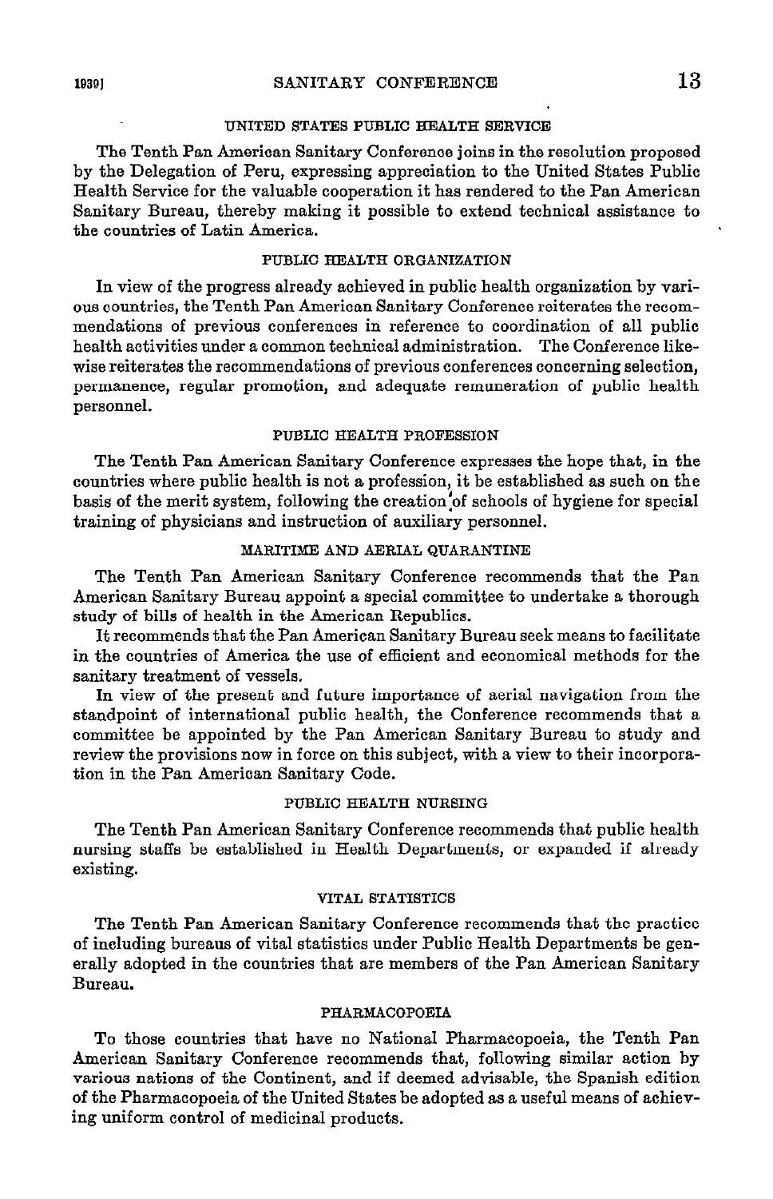### UNITED STATES PUBLIC HEALTH SERVICE

The Tenth Pan American Sanitary Conference joins in the resolution proposed by the Delegation of Peru, expressing appreciation to the United States Public Health Service for the valuable cooperation it has rendered to the Pan American Sanitary Bureau, thereby making it possible to extend technical assistance to the countries of Latin America.

### PUBLIC HEALTH ORGANIZATION

In view of the progress already achieved in public health organization by various countries, the Tenth Pan American Sanitary Conference reiterates the recommendations of previous conferences in reference to coordination of all public health activities under a common technical administration. The Conference likewise reiterates the recommendations of previous conferences concerning selection, permanence, regular promotion, and adequate remuneration of public health personnel.

### PUBLIC HEALTH PROFESSION

The Tenth Pan American Sanitary Conference expresses the hope that, in the countries where public health is not a profession, it be established as such on the basis of the merit system, following the creation of schools of hygiene for special training of physicians and instruction of auxiliary personnel.

### MARITIME AND AERIAL QUARANTINE

The Tenth Pan American Sanitary Conference recommends that the Pan American Sanitary Bureau appoint a special committee to undertake a thorough study of bills of health in the American Republics.

It recommends that the Pan American Sanitary Bureau seek means to facilitate in the countries of America the use of efficient and economical methods for the sanitary treatment of vessels.

In view of the present and future importance of aerial navigation from the standpoint of international public health, the Conference recommends that a committee be appointed by the Pan American Sanitary Bureau to study and review the provisions now in force on this subject, with a view to their incorporation in the Pan American Sanitary Code.

### PUBLIC HEALTH NURSING

The Tenth Pan American Sanitary Conference recommends that public health nursing staffs be established in Health Departments, or expanded if already existing.

### VITAL STATISTICS

The Tenth Pan American Sanitary Conference recommends that the practice of including bureaus of vital statistics under Public Health Departments be generally adopted in the countries that are members of the Pan American Sanitary Bureau.

### PHARMACOPOEIA

To those countries that have no National Pharmacopoeia, the Tenth Pan American Sanitary Conference recommends that, following similar action by various nations of the Continent, and if deemed advisable, the Spanish edition of the Pharmacopoeia of the United States be adopted as a useful means of achieving uniform control of medicinal products.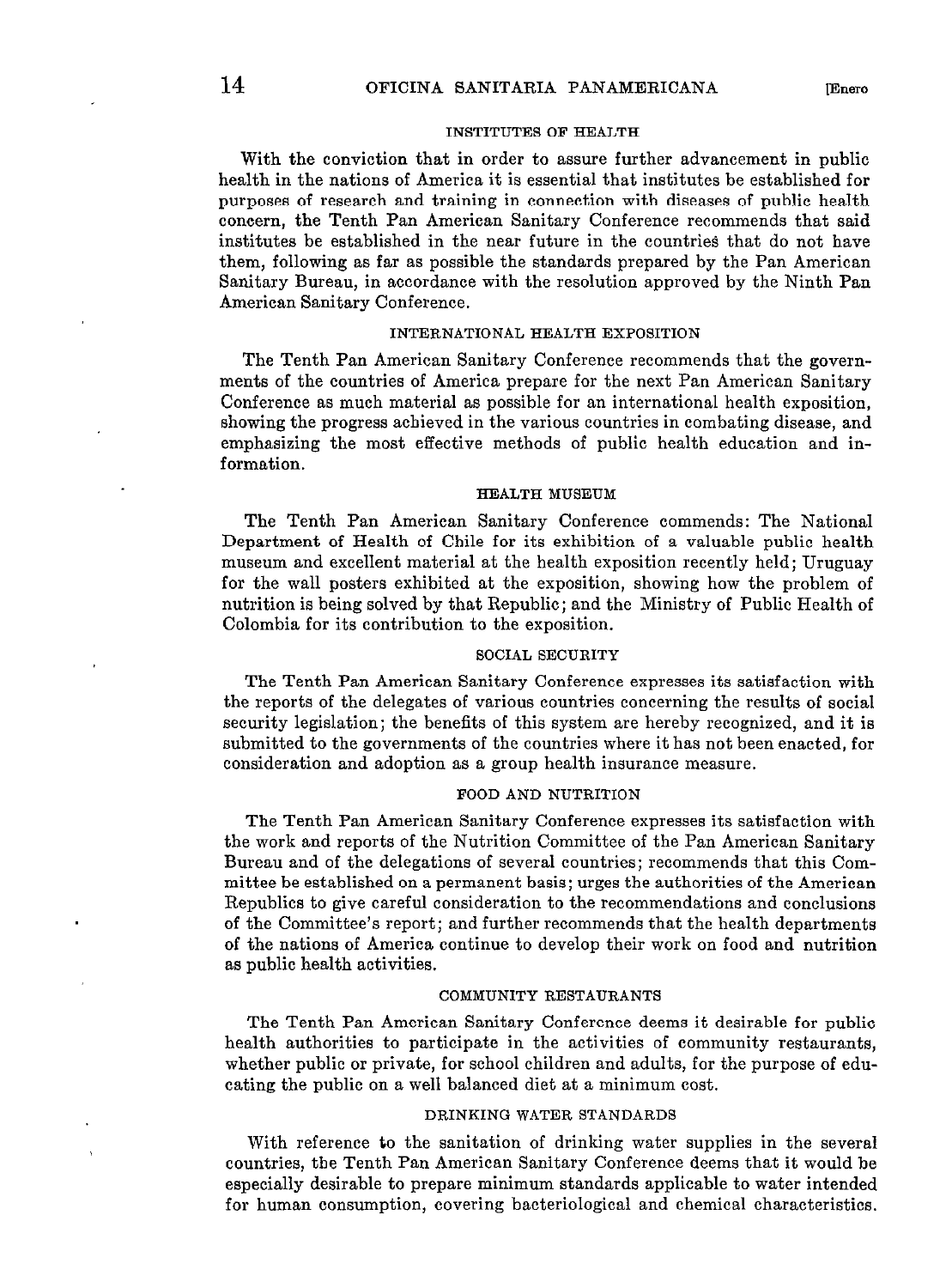### INSTITUTES OF HEALTH

With the conviction that in order to assure further advancement in public health in the nations of America it is essential that institutes be established for purposes of research and training in connection with diseases of public health concern, the Tenth Pan American Sanitary Conference recommends that said institutes be established in the near future in the countries that do not have them, following as far as possible the standards prepared by the Pan American Sanitary Bureau, in accordance with the resolution approved by the Ninth Pan American Sanitary Conference.

### INTERNATIONAL HEALTH EXPOSITION

The Tenth Pan American Sanitary Conference recommends that the governments of the countries of America prepare for the next Pan American Sanitary Conference as much material as possible for an international health exposition, showing the progress achieved in the various countries in combating disease, and emphasizing the most effective methods of public health education and information.

### HEALTH MUSEUM

The Tenth Pan American Sanitary Conference commends: The National Department of Health of Chile for its exhibition of a valuable public health museum and excellent material at the health exposition recently held; Uruguay for the wall posters exhibited at the exposition, showing how the problem of nutrition is being solved by that Republic; and the Ministry of Public Health of Colombia for its contribution to the exposition.

### SOCIAL SECURITY

The Tenth Pan American Sanitary Conference expresses its satisfaction with the reports of the delegates of various countries concerning the results of social security legislation; the benefits of this system are hereby recognized, and it is submitted to the governments of the countries where it has not been enacted, for consideration and adoption as a group health insurance measure.

### FOOD AND NUTRITION

The Tenth Pan American Sanitary Conference expresses its satisfaction with the work and reports of the Nutrition Committee of the Pan American Sanitary Bureau and of the delegations of several countries; recommends that this Committee be established on a permanent basis; urges the authorities of the American Republics to give careful consideration to the recommendations and conclusions of the Committee's report; and further recommends that the health departments of the nations of America continue to develop their work on food and nutrition as public health activities.

### COMMUNITY RESTAURANTS

The Tenth Pan American Sanitary Conference deems it desirable for public health authorities to participate in the activities of community restaurants, whether public or private, for school children and adults, for the purpose of educating the public on a well balanced diet at a minimum cost.

### DRINKING WATER STANDARDS

With reference to the sanitation of drinking water supplies in the several countries, the Tenth Pan American Sanitary Conference deems that it would be especially desirable to prepare minimum standards applicable to water intended for human consumption, covering bacteriological and chemical characteristics.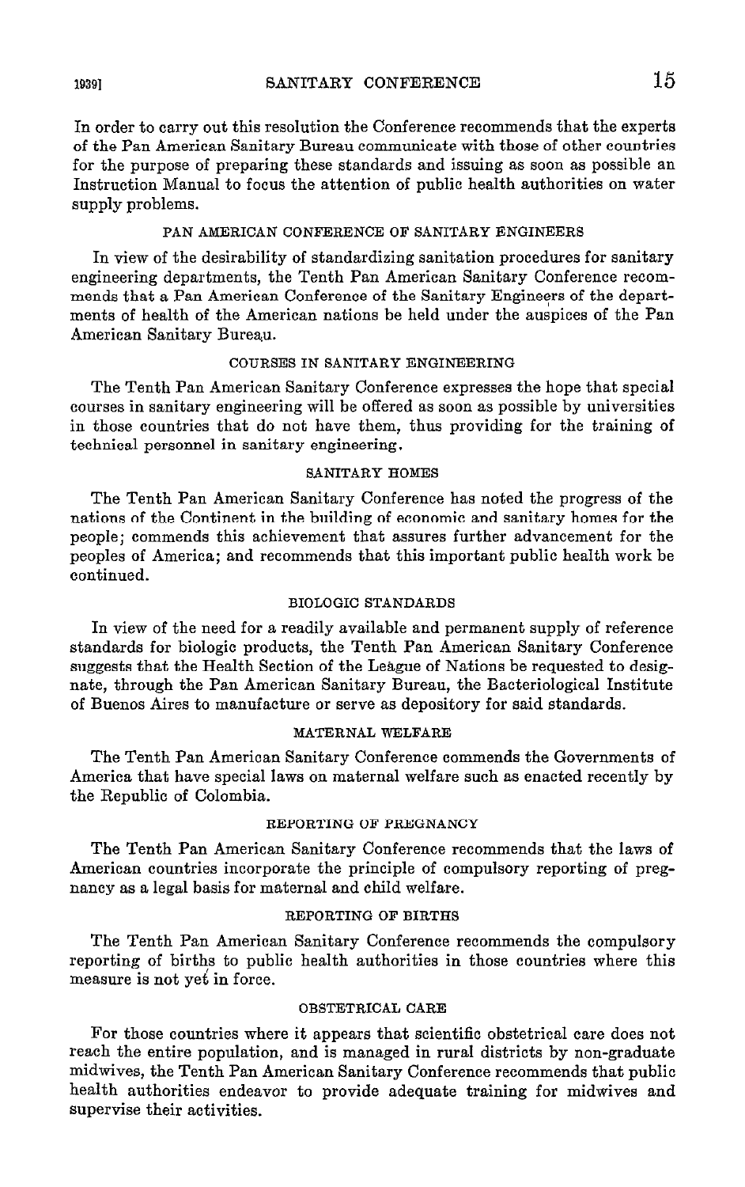In order to carry out this resolution the Conference recommends that the experts of the Pan American Sanitary Bureau communicate with those of other countries for the purpose of preparing these standards and issuing as soon as possible an Instruction Manual to focus the attention of public health authorities on water supply problems.

### PAN AMERICAN CONFERENCE OF SANITARY ENGINEERS

In view of the desirability of standardizing sanitation procedures for sanitary engineering departments, the Tenth Pan American Sanitary Conference recommends that a Pan American Conference of the Sanitary Engineers of the departments of health of the American nations be held under the auspices of the Pan American Sanitary Bureau.

### COURSES IN SANITARY ENGINEERING

The Tenth Pan American Sanitary Conference expresses the hope that special courses in sanitary engineering will be offered as soon as possible by universities in those countries that do not have them, thus providing for the training of technical personnel in sanitary engineering.

### SANITARY HOMES

The Tenth Pan American Sanitary Conference has noted the progress of the nations of the Continent in the building of economic and sanitary homes for the people; commends this achievement that assures further advancement for the peoples of America; and recommends that this important public health work be continued.

### BIOLOGIC STANDARDS

In view of the need for a readily available and permanent supply of reference standards for biologic products, the Tenth Pan American Sanitary Conference suggests that the Health Section of the League of Nations be requested to designate, through the Pan American Sanitary Bureau, the Bacteriological Institute of Buenos Aires to manufacture or serve as depository for said standards.

### MATERNAL WELFARE

The Tenth Pan American Sanitary Conference commends the Governments of America that have special laws on maternal welfare such as enacted recently by the Republic of Colombia.

### REPORTING OF PREGNANCY

The Tenth Pan American Sanitary Conference recommends that the laws of American countries incorporate the principle of compulsory reporting of pregnancy as a legal basis for maternal and child welfare.

### REPORTING OF BIRTHS

The Tenth Pan American Sanitary Conference recommends the compulsory reporting of births to public health authorities in those countries where this measure is not yet in force.

### OBSTETRICAL CARE

For those countries where it appears that scientific obstetrical care does not reach the entire population, and is managed in rural districts by non-graduate midwives, the Tenth Pan American Sanitary Conference recommends that public health authorities endeavor to provide adequate training for midwives and supervise their activities.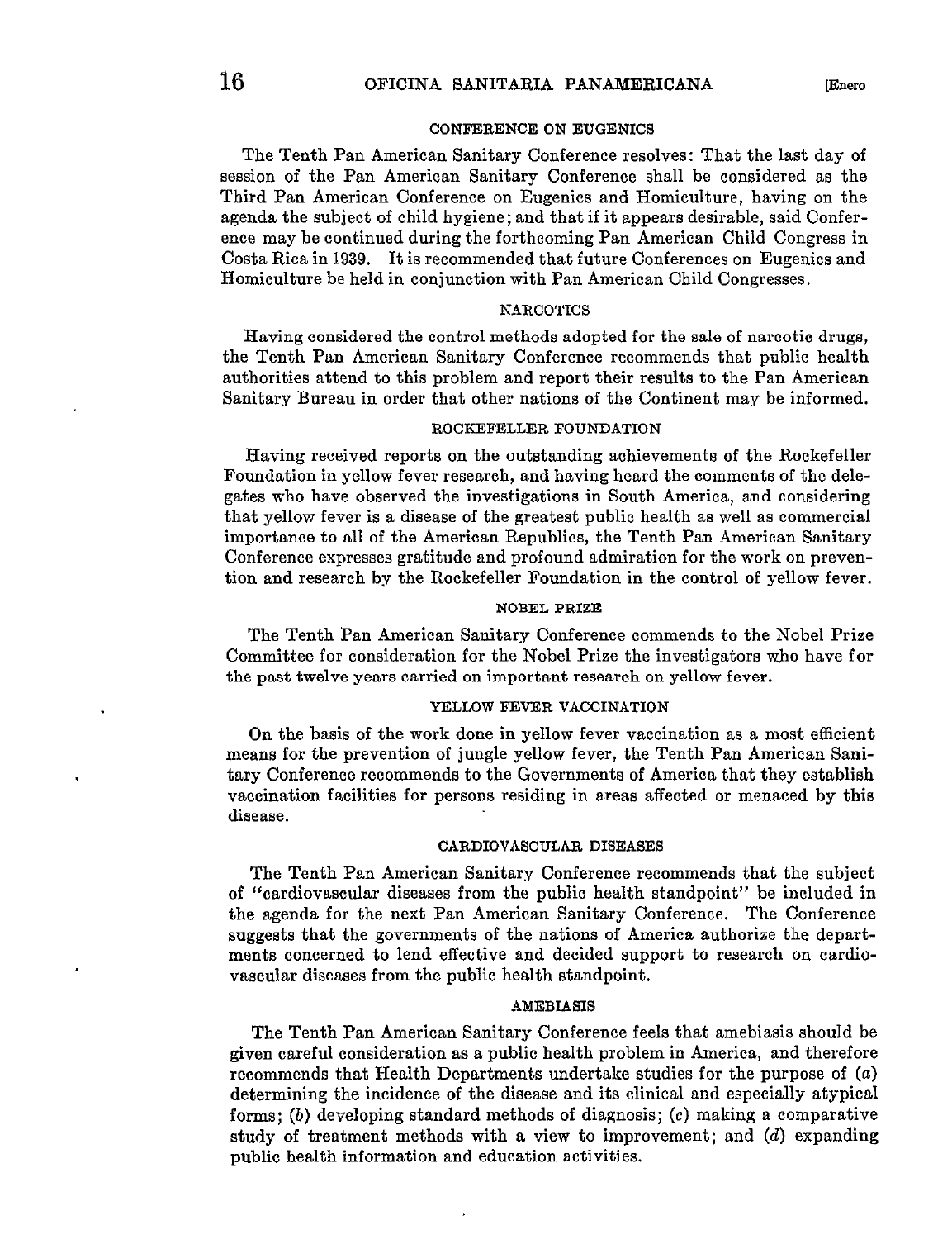### CONFERENCE ON EUGENICS

The Tenth Pan American Sanitary Conference resolves: That the last day of session of the Pan American Sanitary Conference shall be considered as the Third Pan American Conference on Eugenics and Homiculture, having on the agenda the subject of child hygiene; and that if it appears desirable, said Conference may be continued during the forthcoming Pan American Child Congress in Costa Rica in 1939. It is recommended that future Conferences on Eugenics and Homiculture be held in conjunction with Pan American Child Congresses.

### NARCOTICS

Having considered the control methods adopted for the sale of narcotic drugs, the Tenth Pan American Sanitary Conference recommends that public health authorities attend to this problem and report their results to the Pan American Sanitary Bureau in order that other nations of the Continent may be informed.

### ROCKEFELLER FOUNDATION

Having received reports on the outstanding achievements of the Rockefeller Foundation in yellow fever research, and having heard the comments of the delegates who have observed the investigations in South America, and considering that yellow fever is a disease of the greatest public health as well as commercial importance to all of the American Republics, the Tenth Pan American Sanitary Conference expresses gratitude and profound admiration for the work on prevention and research by the Rockefeller Foundation in the control of yellow fever.

### NOBEL PRIZE

The Tenth Pan American Sanitary Conference commends to the Nobel Prize Committee for consideration for the Nobel Prize the investigators who have for the past twelve years carried on important research on yellow fever.

### YELLOW FEVER VACCINATION

On the basis of the work done in yellow fever vaccination as a most efficient means for the prevention of jungle yellow fever, the Tenth Pan American Sanitary Conference recommends to the Governments of America that they establish vaccination facilities for persons residing in areas affected or menaced by this disease.

### CARDIOVASCULAR DISEASES

The Tenth Pan American Sanitary Conference recommends that the subject of "cardiovascular diseases from the public health standpoint" be included in the agenda for the next Pan American Sanitary Conference. The Conference suggests that the governments of the nations of America authorize the departments concerned to lend effective and decided support to research on cardiovascular diseases from the public health standpoint.

### AMEBIASIS

The Tenth Pan American Sanitary Conference feels that amebiasis should be given careful consideration as a public health problem in America, and therefore recommends that Health Departments undertake studies for the purpose of (*a*) determining the incidence of the disease and its clinical and especially atypical forms; (*b*) developing standard methods of diagnosis; (*c*) making a comparative study of treatment methods with a view to improvement; and (*d*) expanding public health information and education activities.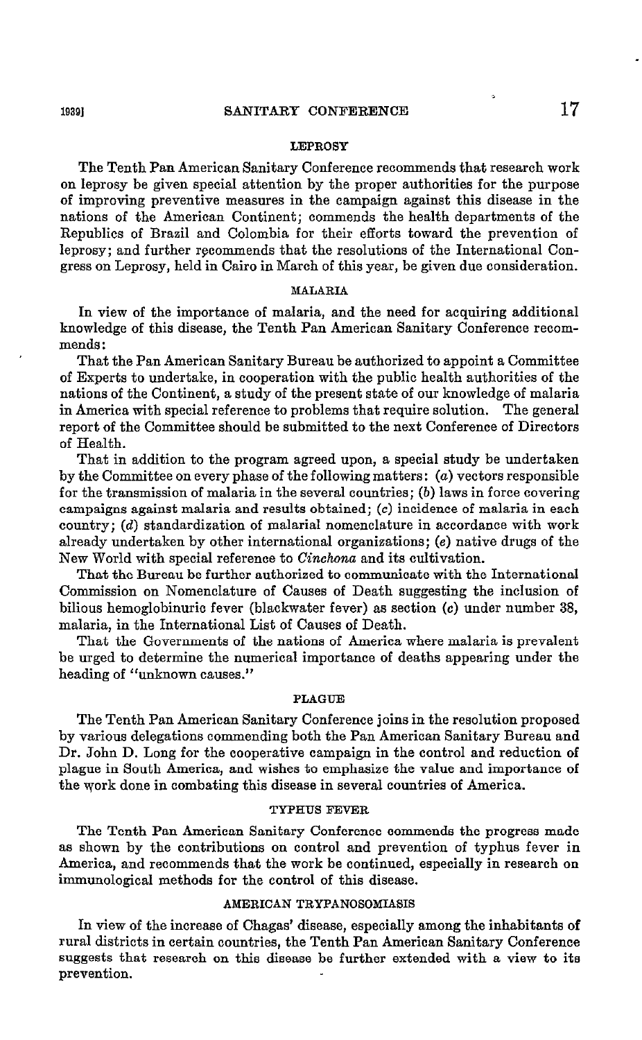#### LEPROSY

The Tenth Pan American Sanitary Conference recommends that research work on leprosy be given special attention by the proper authorities for the purpose of improving preventive measures in the campaign against this disease in the nations of the American Continent; commends the health departments of the Republics of Brazil and Colombia for their efforts toward the prevention of leprosy; and further recommends that the resolutions of the International Congress on Leprosy, held in Cairo in March of this year, be given due consideration.

#### MALARIA

In view of the importance of malaria, and the need for acquiring additional knowledge of this disease, the Tenth Pan American Sanitary Conference recommends:

That the Pan American Sanitary Bureau be authorized to appoint a Committee of Experts to undertake, in cooperation with the public health authorities of the nations of the Continent, a study of the present state of our knowledge of malaria in America with special reference to problems that require solution. The general report of the Committee should be submitted to the next Conference of Directors of Health.

That in addition to the program agreed upon, a special study be undertaken by the Committee on every phase of the following matters: (*a*) vectors responsible for the transmission of malaria in the several countries; (*b*) laws in force covering campaigns against malaria and results obtained; (*c*) incidence of malaria in each country; (*d*) standardization of malarial nomenclature in accordance with work already undertaken by other international organizations; (*e*) native drugs of the New World with special reference to *Cinchona* and its cultivation.

That the Bureau be further authorized to communicate with the International Commission on Nomenclature of Causes of Death suggesting the inclusion of bilious hemoglobinuric fever (blackwater fever) as section (*c*) under number 38, malaria, in the International List of Causes of Death.

That the Governments of the nations of America where malaria is prevalent be urged to determine the numerical importance of deaths appearing under the heading of "unknown causes."

#### PLAGUE

The Tenth Pan American Sanitary Conference joins in the resolution proposed by various delegations commending both the Pan American Sanitary Bureau and Dr. John D. Long for the cooperative campaign in the control and reduction of plague in South America, and wishes to emphasize the value and importance of the work done in combating this disease in several countries of America.

#### TYPHUS FEVER

The Tenth Pan American Sanitary Conference commends the progress made as shown by the contributions on control and prevention of typhus fever in America, and recommends that the work be continued, especially in research on immunological methods for the control of this disease.

#### AMERICAN TRYPANOSOMIASIS

In view of the increase of Chagas' disease, especially among the inhabitants of rural districts in certain countries, the Tenth Pan American Sanitary Conference suggests that research on this disease be further extended with a view to its prevention.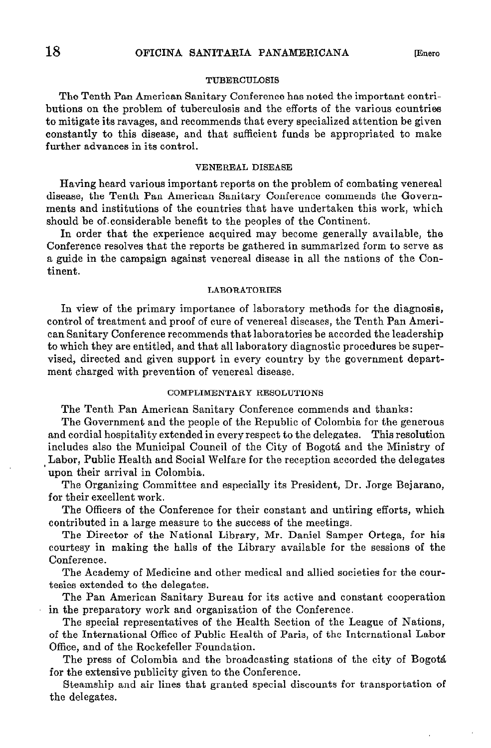### TUBERCULOSIS

The Tenth Pan American Sanitary Conference has noted the important contributions on the problem of tuberculosis and the efforts of the various countries to mitigate its ravages, and recommends that every specialized attention be given constantly to this disease, and that sufficient funds be appropriated to make further advances in its control.

### VENEREAL DISEASE

Having heard various important reports on the problem of combating venereal disease, the Tenth Pan American Sanitary Conference commends the Governments and institutions of the countries that have undertaken this work, which should be of considerable benefit to the peoples of the Continent.

In order that the experience acquired may become generally available, the Conference resolves that the reports be gathered in summarized form to serve as a guide in the campaign against venereal disease in all the nations of the Continent.

### LABORATORIES

In view of the primary importance of laboratory methods for the diagnosis, control of treatment and proof of cure of venereal diseases, the Tenth Pan American Sanitary Conference recommends that laboratories be accorded the leadership to which they are entitled, and that all laboratory diagnostic procedures be supervised, directed and given support in every country by the government department charged with prevention of venereal disease.

### COMPLIMENTARY RESOLUTIONS

The Tenth Pan American Sanitary Conference commends and thanks:

The Government and the people of the Republic of Colombia for the generous and cordial hospitality extended in every respect to the delegates. This resolution includes also the Municipal Council of the City of Bogotá and the Ministry of Labor, Public Health and Social Welfare for the reception accorded the delegates upon their arrival in Colombia.

The Organizing Committee and especially its President, Dr. Jorge Bejarano, for their excellent work.

The Officers of the Conference for their constant and untiring efforts, which contributed in a large measure to the success of the meetings.

The Director of the National Library, Mr. Daniel Samper Ortega, for his courtesy in making the halls of the Library available for the sessions of the Conference.

The Academy of Medicine and other medical and allied societies for the courtesies extended to the delegates.

The Pan American Sanitary Bureau for its active and constant cooperation in the preparatory work and organization of the Conference.

The special representatives of the Health Section of the League of Nations, of the International Office of Public Health of Paris, of the International Labor Office, and of the Rockefeller Foundation.

The press of Colombia and the broadcasting stations of the city of Bogotá for the extensive publicity given to the Conference.

Steamship and air lines that granted special discounts for transportation of the delegates.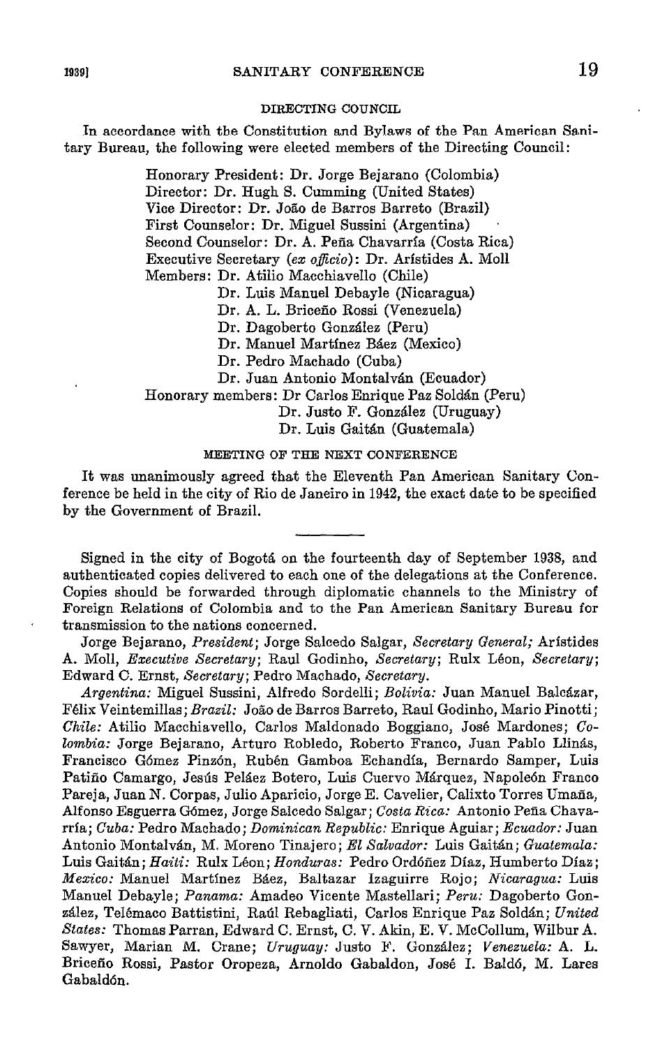## DIRECTING COUNCIL

In accordance with the Constitution and Bylaws of the Pan American Sanitary Bureau, the following were elected members of the Directing Council:

Honorary President: Dr. Jorge Bejarano (Colombia)
Director: Dr. Hugh S. Cumming (United States)
Vice Director: Dr. João de Barros Barreto (Brazil)
First Counselor: Dr. Miguel Sussini (Argentina)
Second Counselor: Dr. A. Peña Chavarría (Costa Rica)
Executive Secretary (*ex officio*): Dr. Arístides A. Moll
Members: Dr. Atilio Macchiavello (Chile)
Dr. Luis Manuel Debayle (Nicaragua)
Dr. A. L. Briceño Rossi (Venezuela)
Dr. Dagoberto González (Peru)
Dr. Manuel Martínez Báez (Mexico)
Dr. Pedro Machado (Cuba)
Dr. Juan Antonio Montalván (Ecuador)
Honorary members: Dr Carlos Enrique Paz Soldán (Peru)
Dr. Justo F. González (Uruguay)
Dr. Luis Gaitán (Guatemala)

## MEETING OF THE NEXT CONFERENCE

It was unanimously agreed that the Eleventh Pan American Sanitary Conference be held in the city of Rio de Janeiro in 1942, the exact date to be specified by the Government of Brazil.

---

Signed in the city of Bogotá on the fourteenth day of September 1938, and authenticated copies delivered to each one of the delegations at the Conference. Copies should be forwarded through diplomatic channels to the Ministry of Foreign Relations of Colombia and to the Pan American Sanitary Bureau for transmission to the nations concerned.

Jorge Bejarano, *President*; Jorge Salcedo Salgar, *Secretary General;* Arístides A. Moll, *Executive Secretary*; Raul Godinho, *Secretary*; Rulx Léon, *Secretary*; Edward C. Ernst, *Secretary*; Pedro Machado, *Secretary*.

*Argentina:* Miguel Sussini, Alfredo Sordelli; *Bolivia:* Juan Manuel Balcázar, Félix Veintemillas; *Brazil:* João de Barros Barreto, Raul Godinho, Mario Pinotti; *Chile:* Atilio Macchiavello, Carlos Maldonado Boggiano, José Mardones; *Colombia:* Jorge Bejarano, Arturo Robledo, Roberto Franco, Juan Pablo Llinás, Francisco Gómez Pinzón, Rubén Gamboa Echandía, Bernardo Samper, Luis Patiño Camargo, Jesús Peláez Botero, Luis Cuervo Márquez, Napoleón Franco Pareja, Juan N. Corpas, Julio Aparicio, Jorge E. Cavelier, Calixto Torres Umaña, Alfonso Esguerra Gómez, Jorge Salcedo Salgar; *Costa Rica:* Antonio Peña Chavarría; *Cuba:* Pedro Machado; *Dominican Republic:* Enrique Aguiar; *Ecuador:* Juan Antonio Montalván, M. Moreno Tinajero; *El Salvador:* Luis Gaitán; *Guatemala:* Luis Gaitán; *Haiti:* Rulx Léon; *Honduras:* Pedro Ordóñez Díaz, Humberto Díaz; *Mexico:* Manuel Martínez Báez, Baltazar Izaguirre Rojo; *Nicaragua:* Luis Manuel Debayle; *Panama:* Amadeo Vicente Mastellari; *Peru:* Dagoberto González, Telémaco Battistini, Raúl Rebagliati, Carlos Enrique Paz Soldán; *United States:* Thomas Parran, Edward C. Ernst, C. V. Akin, E. V. McCollum, Wilbur A. Sawyer, Marian M. Crane; *Uruguay:* Justo F. González; *Venezuela:* A. L. Briceño Rossi, Pastor Oropeza, Arnoldo Gabaldon, José I. Baldó, M. Lares Gabaldón.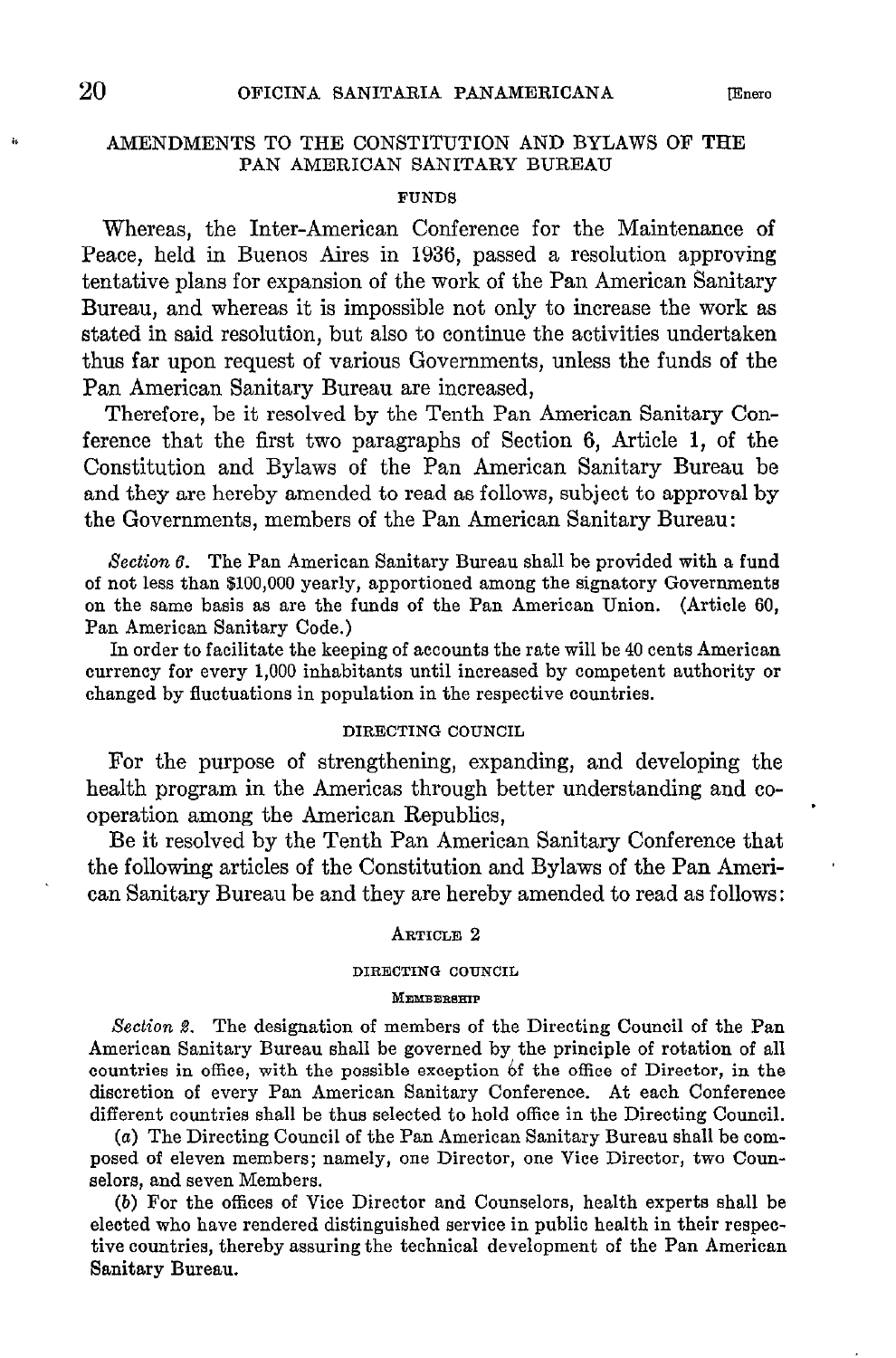## AMENDMENTS TO THE CONSTITUTION AND BYLAWS OF THE PAN AMERICAN SANITARY BUREAU

### FUNDS

Whereas, the Inter-American Conference for the Maintenance of Peace, held in Buenos Aires in 1936, passed a resolution approving tentative plans for expansion of the work of the Pan American Sanitary Bureau, and whereas it is impossible not only to increase the work as stated in said resolution, but also to continue the activities undertaken thus far upon request of various Governments, unless the funds of the Pan American Sanitary Bureau are increased,

Therefore, be it resolved by the Tenth Pan American Sanitary Conference that the first two paragraphs of Section 6, Article 1, of the Constitution and Bylaws of the Pan American Sanitary Bureau be and they are hereby amended to read as follows, subject to approval by the Governments, members of the Pan American Sanitary Bureau:

*Section 6.* The Pan American Sanitary Bureau shall be provided with a fund of not less than $100,000 yearly, apportioned among the signatory Governments on the same basis as are the funds of the Pan American Union. (Article 60, Pan American Sanitary Code.)

In order to facilitate the keeping of accounts the rate will be 40 cents American currency for every 1,000 inhabitants until increased by competent authority or changed by fluctuations in population in the respective countries.

### DIRECTING COUNCIL

For the purpose of strengthening, expanding, and developing the health program in the Americas through better understanding and cooperation among the American Republics,

Be it resolved by the Tenth Pan American Sanitary Conference that the following articles of the Constitution and Bylaws of the Pan American Sanitary Bureau be and they are hereby amended to read as follows:

#### ARTICLE 2

##### DIRECTING COUNCIL

###### MEMBERSHIP

*Section 2.* The designation of members of the Directing Council of the Pan American Sanitary Bureau shall be governed by the principle of rotation of all countries in office, with the possible exception of the office of Director, in the discretion of every Pan American Sanitary Conference. At each Conference different countries shall be thus selected to hold office in the Directing Council.

(*a*) The Directing Council of the Pan American Sanitary Bureau shall be composed of eleven members; namely, one Director, one Vice Director, two Counselors, and seven Members.

(*b*) For the offices of Vice Director and Counselors, health experts shall be elected who have rendered distinguished service in public health in their respective countries, thereby assuring the technical development of the Pan American Sanitary Bureau.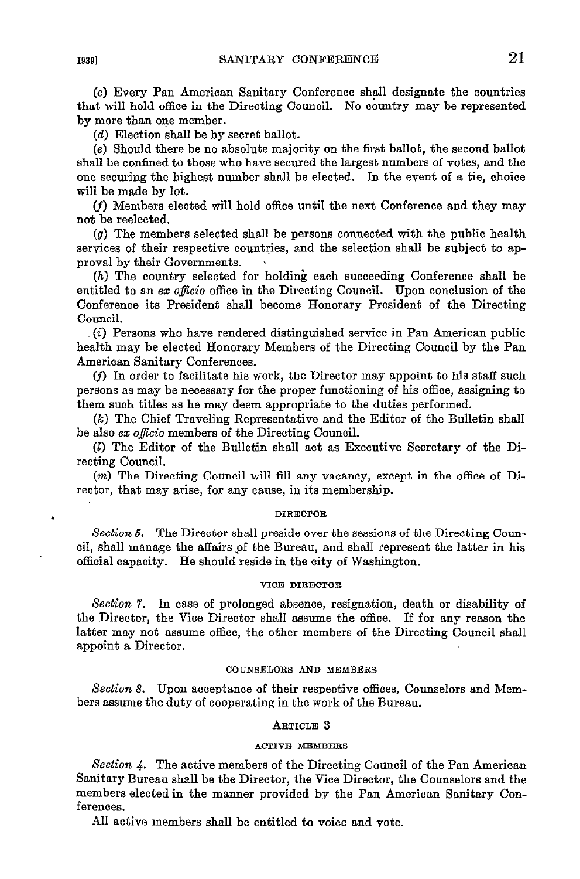(*c*) Every Pan American Sanitary Conference shall designate the countries that will hold office in the Directing Council. No country may be represented by more than one member.

(*d*) Election shall be by secret ballot.

(*e*) Should there be no absolute majority on the first ballot, the second ballot shall be confined to those who have secured the largest numbers of votes, and the one securing the highest number shall be elected. In the event of a tie, choice will be made by lot.

(*f*) Members elected will hold office until the next Conference and they may not be reelected.

(*g*) The members selected shall be persons connected with the public health services of their respective countries, and the selection shall be subject to approval by their Governments.

(*h*) The country selected for holding each succeeding Conference shall be entitled to an *ex officio* office in the Directing Council. Upon conclusion of the Conference its President shall become Honorary President of the Directing Council.

(*i*) Persons who have rendered distinguished service in Pan American public health may be elected Honorary Members of the Directing Council by the Pan American Sanitary Conferences.

(*j*) In order to facilitate his work, the Director may appoint to his staff such persons as may be necessary for the proper functioning of his office, assigning to them such titles as he may deem appropriate to the duties performed.

(*k*) The Chief Traveling Representative and the Editor of the Bulletin shall be also *ex officio* members of the Directing Council.

(*l*) The Editor of the Bulletin shall act as Executive Secretary of the Directing Council.

(*m*) The Directing Council will fill any vacancy, except in the office of Director, that may arise, for any cause, in its membership.

#### DIRECTOR

*Section 6.* The Director shall preside over the sessions of the Directing Council, shall manage the affairs of the Bureau, and shall represent the latter in his official capacity. He should reside in the city of Washington.

#### VICE DIRECTOR

*Section 7.* In case of prolonged absence, resignation, death or disability of the Director, the Vice Director shall assume the office. If for any reason the latter may not assume office, the other members of the Directing Council shall appoint a Director.

#### COUNSELORS AND MEMBERS

*Section 8.* Upon acceptance of their respective offices, Counselors and Members assume the duty of cooperating in the work of the Bureau.

### ARTICLE 3

#### ACTIVE MEMBERS

*Section 4.* The active members of the Directing Council of the Pan American Sanitary Bureau shall be the Director, the Vice Director, the Counselors and the members elected in the manner provided by the Pan American Sanitary Conferences.

All active members shall be entitled to voice and vote.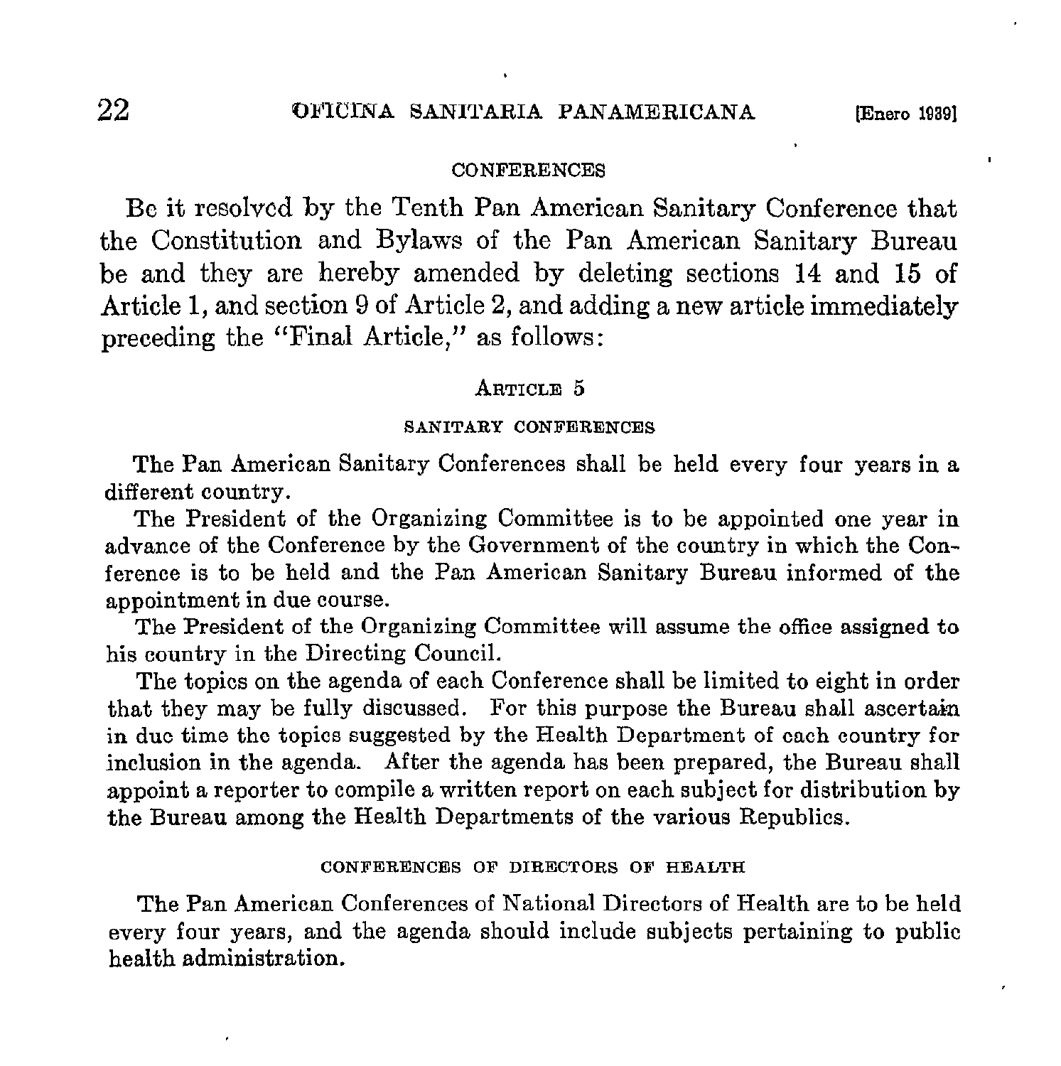## CONFERENCES

Be it resolved by the Tenth Pan American Sanitary Conference that the Constitution and Bylaws of the Pan American Sanitary Bureau be and they are hereby amended by deleting sections 14 and 15 of Article 1, and section 9 of Article 2, and adding a new article immediately preceding the "Final Article," as follows:

### ARTICLE 5

#### SANITARY CONFERENCES

The Pan American Sanitary Conferences shall be held every four years in a different country.

The President of the Organizing Committee is to be appointed one year in advance of the Conference by the Government of the country in which the Conference is to be held and the Pan American Sanitary Bureau informed of the appointment in due course.

The President of the Organizing Committee will assume the office assigned to his country in the Directing Council.

The topics on the agenda of each Conference shall be limited to eight in order that they may be fully discussed. For this purpose the Bureau shall ascertain in due time the topics suggested by the Health Department of each country for inclusion in the agenda. After the agenda has been prepared, the Bureau shall appoint a reporter to compile a written report on each subject for distribution by the Bureau among the Health Departments of the various Republics.

#### CONFERENCES OF DIRECTORS OF HEALTH

The Pan American Conferences of National Directors of Health are to be held every four years, and the agenda should include subjects pertaining to public health administration.